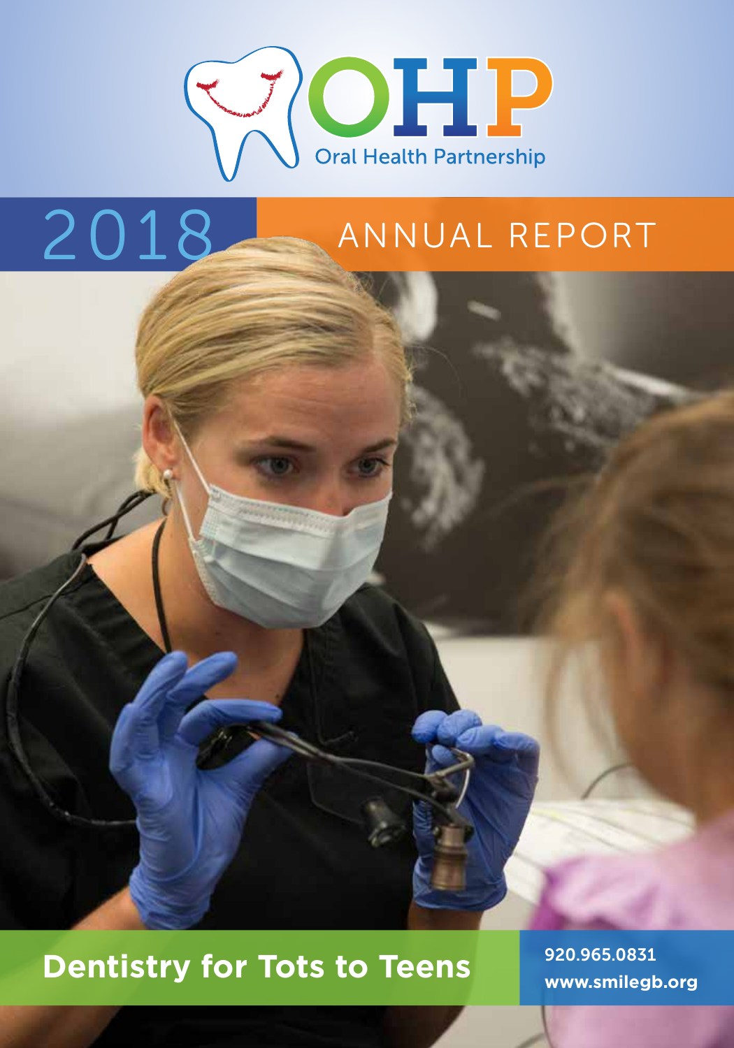# OHP

Oral Health Partnership

# 2018 ANNUAL REPORT

## Dentistry for Tots to Teens

920.965.0831

www.smilegb.org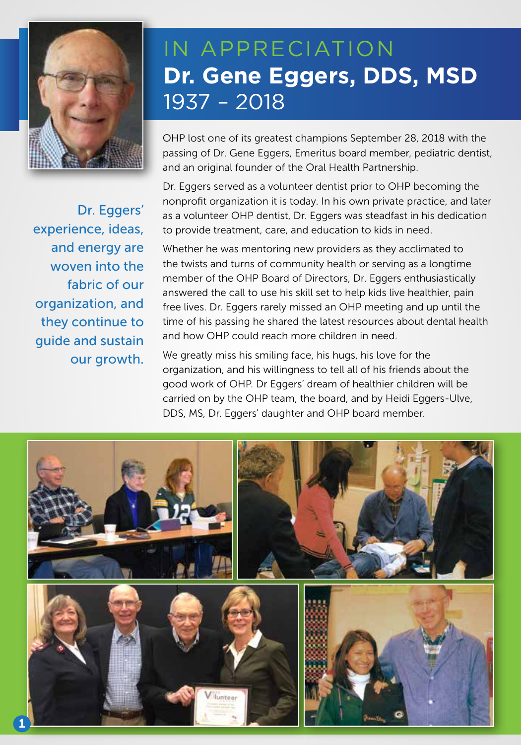# IN APPRECIATION

## Dr. Gene Eggers, DDS, MSD

1937 – 2018

OHP lost one of its greatest champions September 28, 2018 with the passing of Dr. Gene Eggers, Emeritus board member, pediatric dentist, and an original founder of the Oral Health Partnership.

Dr. Eggers served as a volunteer dentist prior to OHP becoming the nonprofit organization it is today. In his own private practice, and later as a volunteer OHP dentist, Dr. Eggers was steadfast in his dedication to provide treatment, care, and education to kids in need.

Whether he was mentoring new providers as they acclimated to the twists and turns of community health or serving as a longtime member of the OHP Board of Directors, Dr. Eggers enthusiastically answered the call to use his skill set to help kids live healthier, pain free lives. Dr. Eggers rarely missed an OHP meeting and up until the time of his passing he shared the latest resources about dental health and how OHP could reach more children in need.

We greatly miss his smiling face, his hugs, his love for the organization, and his willingness to tell all of his friends about the good work of OHP. Dr Eggers' dream of healthier children will be carried on by the OHP team, the board, and by Heidi Eggers-Ulve, DDS, MS, Dr. Eggers' daughter and OHP board member.

Dr. Eggers' experience, ideas, and energy are woven into the fabric of our organization, and they continue to guide and sustain our growth.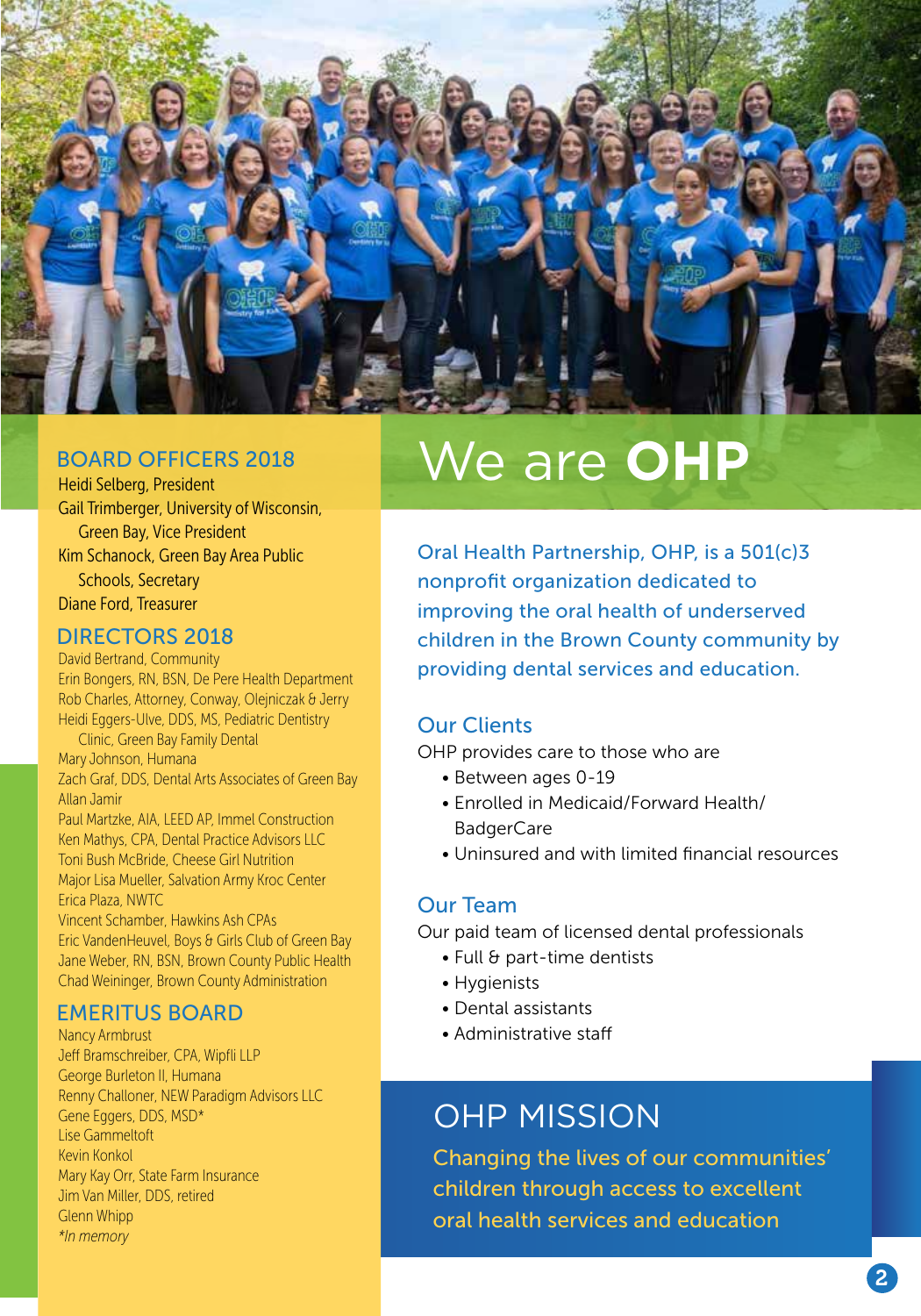# We are **OHP**

Oral Health Partnership, OHP, is a 501(c)3 nonprofit organization dedicated to improving the oral health of underserved children in the Brown County community by providing dental services and education.

## Our Clients

OHP provides care to those who are

- Between ages 0-19
- Enrolled in Medicaid/Forward Health/ BadgerCare
- Uninsured and with limited financial resources

## Our Team

Our paid team of licensed dental professionals

- Full & part-time dentists
- Hygienists
- Dental assistants
- Administrative staff

## OHP MISSION

Changing the lives of our communities' children through access to excellent oral health services and education

## BOARD OFFICERS 2018

Heidi Selberg, President
Gail Trimberger, University of Wisconsin, Green Bay, Vice President
Kim Schanock, Green Bay Area Public Schools, Secretary
Diane Ford, Treasurer

## DIRECTORS 2018

David Bertrand, Community
Erin Bongers, RN, BSN, De Pere Health Department
Rob Charles, Attorney, Conway, Olejniczak & Jerry
Heidi Eggers-Ulve, DDS, MS, Pediatric Dentistry Clinic, Green Bay Family Dental
Mary Johnson, Humana
Zach Graf, DDS, Dental Arts Associates of Green Bay
Allan Jamir
Paul Martzke, AIA, LEED AP, Immel Construction
Ken Mathys, CPA, Dental Practice Advisors LLC
Toni Bush McBride, Cheese Girl Nutrition
Major Lisa Mueller, Salvation Army Kroc Center
Erica Plaza, NWTC
Vincent Schamber, Hawkins Ash CPAs
Eric VandenHeuvel, Boys & Girls Club of Green Bay
Jane Weber, RN, BSN, Brown County Public Health
Chad Weininger, Brown County Administration

## EMERITUS BOARD

Nancy Armbrust
Jeff Bramschreiber, CPA, Wipfli LLP
George Burleton II, Humana
Renny Challoner, NEW Paradigm Advisors LLC
Gene Eggers, DDS, MSD*
Lise Gammeltoft
Kevin Konkol
Mary Kay Orr, State Farm Insurance
Jim Van Miller, DDS, retired
Glenn Whipp
*In memory*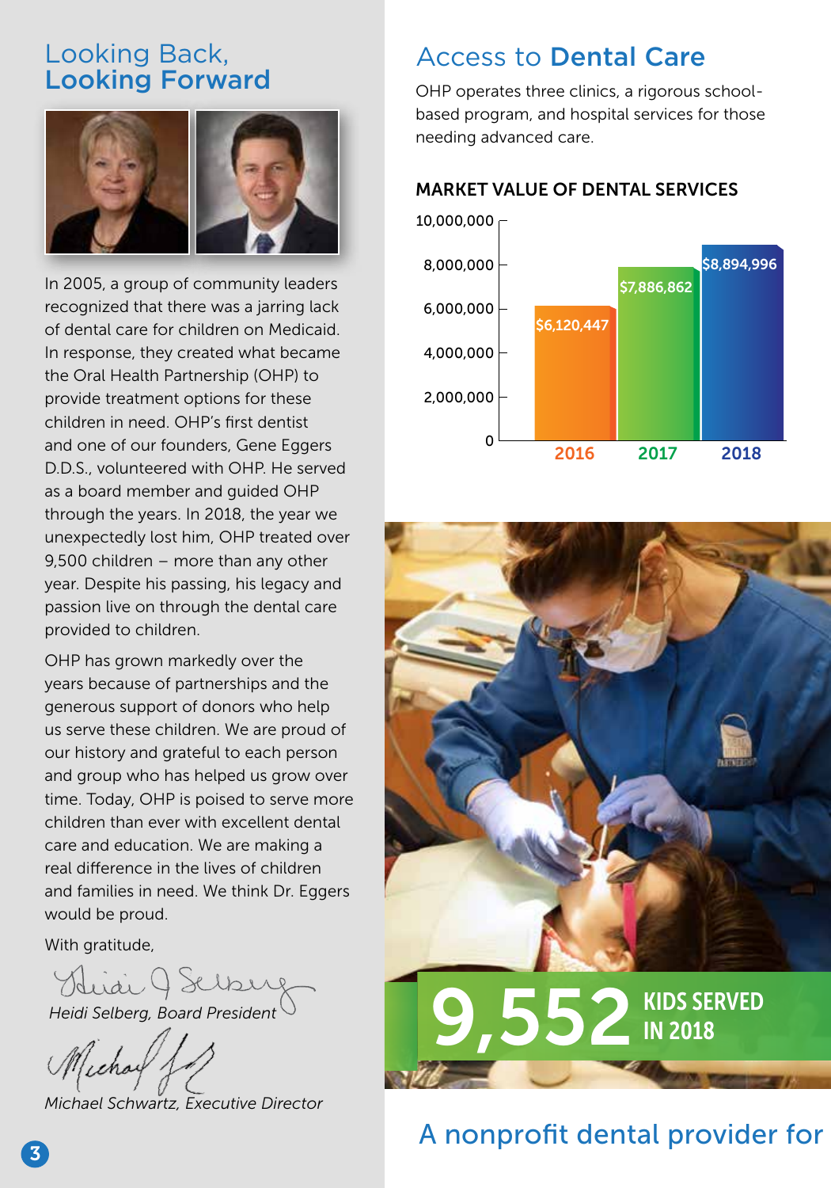## Looking Back, Looking Forward

In 2005, a group of community leaders recognized that there was a jarring lack of dental care for children on Medicaid. In response, they created what became the Oral Health Partnership (OHP) to provide treatment options for these children in need. OHP's first dentist and one of our founders, Gene Eggers D.D.S., volunteered with OHP. He served as a board member and guided OHP through the years. In 2018, the year we unexpectedly lost him, OHP treated over 9,500 children – more than any other year. Despite his passing, his legacy and passion live on through the dental care provided to children.

OHP has grown markedly over the years because of partnerships and the generous support of donors who help us serve these children. We are proud of our history and grateful to each person and group who has helped us grow over time. Today, OHP is poised to serve more children than ever with excellent dental care and education. We are making a real difference in the lives of children and families in need. We think Dr. Eggers would be proud.

With gratitude,

*Heidi Selberg, Board President*

*Michael Schwartz, Executive Director*

## Access to Dental Care

OHP operates three clinics, a rigorous school-based program, and hospital services for those needing advanced care.

### MARKET VALUE OF DENTAL SERVICES

| Year | Market Value |
| --- | --- |
| 2016 | $6,120,447 |
| 2017 | $7,886,862 |
| 2018 | $8,894,996 |

**9,552 KIDS SERVED IN 2018**

A nonprofit dental provider for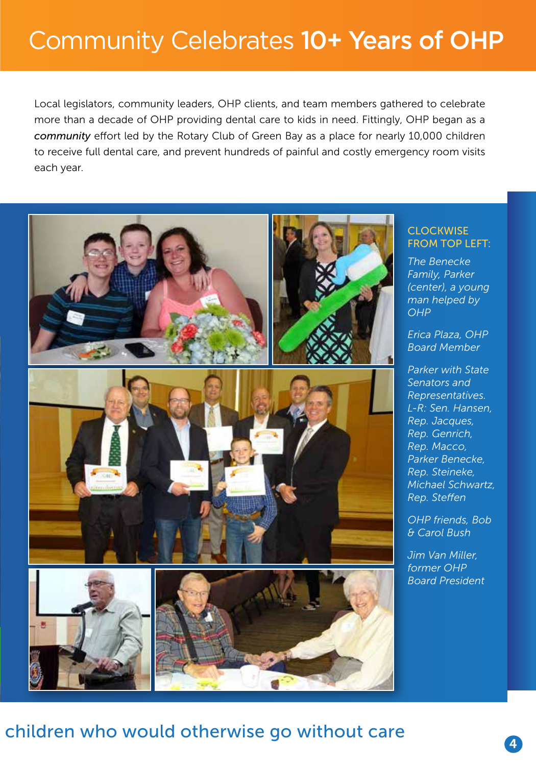# Community Celebrates **10+ Years of OHP**

Local legislators, community leaders, OHP clients, and team members gathered to celebrate more than a decade of OHP providing dental care to kids in need. Fittingly, OHP began as a ***community*** effort led by the Rotary Club of Green Bay as a place for nearly 10,000 children to receive full dental care, and prevent hundreds of painful and costly emergency room visits each year.

CLOCKWISE FROM TOP LEFT:

*The Benecke Family, Parker (center), a young man helped by OHP*

*Erica Plaza, OHP Board Member*

*Parker with State Senators and Representatives. L-R: Sen. Hansen, Rep. Jacques, Rep. Genrich, Rep. Macco, Parker Benecke, Rep. Steineke, Michael Schwartz, Rep. Steffen*

*OHP friends, Bob & Carol Bush*

*Jim Van Miller, former OHP Board President*

children who would otherwise go without care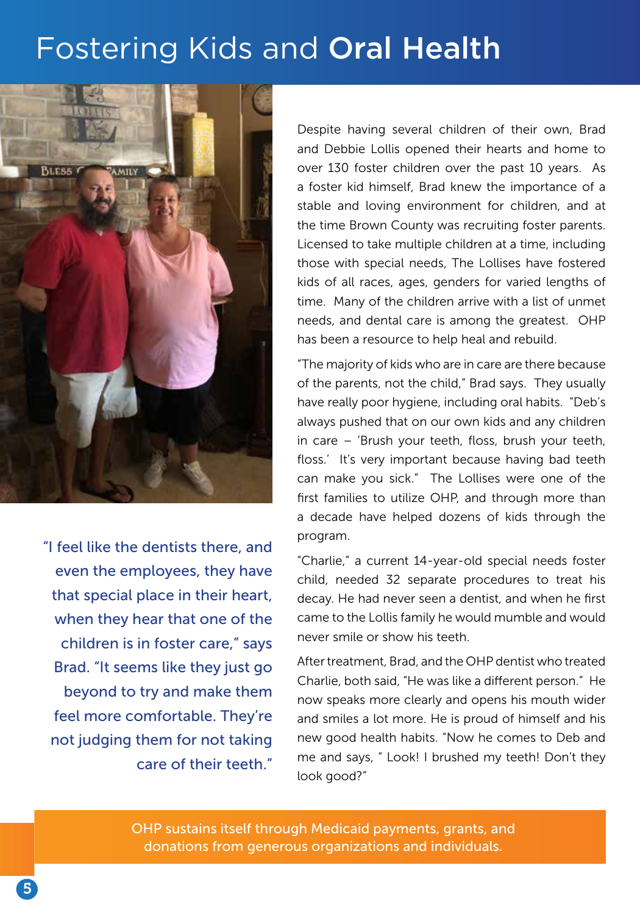# Fostering Kids and **Oral Health**

"I feel like the dentists there, and even the employees, they have that special place in their heart, when they hear that one of the children is in foster care," says Brad. "It seems like they just go beyond to try and make them feel more comfortable. They're not judging them for not taking care of their teeth."

Despite having several children of their own, Brad and Debbie Lollis opened their hearts and home to over 130 foster children over the past 10 years. As a foster kid himself, Brad knew the importance of a stable and loving environment for children, and at the time Brown County was recruiting foster parents. Licensed to take multiple children at a time, including those with special needs, The Lollises have fostered kids of all races, ages, genders for varied lengths of time. Many of the children arrive with a list of unmet needs, and dental care is among the greatest. OHP has been a resource to help heal and rebuild.

"The majority of kids who are in care are there because of the parents, not the child," Brad says. They usually have really poor hygiene, including oral habits. "Deb's always pushed that on our own kids and any children in care – 'Brush your teeth, floss, brush your teeth, floss.' It's very important because having bad teeth can make you sick." The Lollises were one of the first families to utilize OHP, and through more than a decade have helped dozens of kids through the program.

"Charlie," a current 14-year-old special needs foster child, needed 32 separate procedures to treat his decay. He had never seen a dentist, and when he first came to the Lollis family he would mumble and would never smile or show his teeth.

After treatment, Brad, and the OHP dentist who treated Charlie, both said, "He was like a different person." He now speaks more clearly and opens his mouth wider and smiles a lot more. He is proud of himself and his new good health habits. "Now he comes to Deb and me and says, " Look! I brushed my teeth! Don't they look good?"

OHP sustains itself through Medicaid payments, grants, and donations from generous organizations and individuals.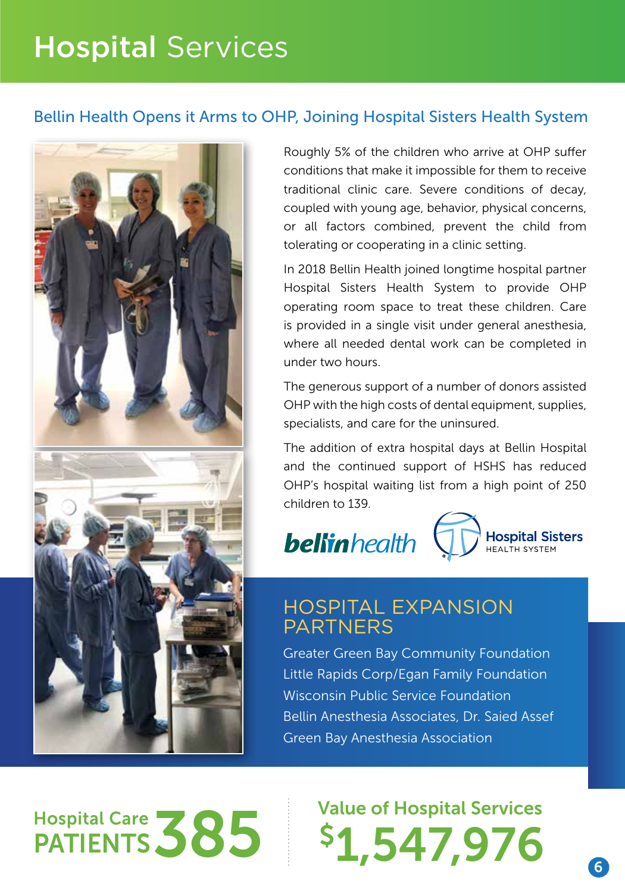# Hospital Services

## Bellin Health Opens it Arms to OHP, Joining Hospital Sisters Health System

Roughly 5% of the children who arrive at OHP suffer conditions that make it impossible for them to receive traditional clinic care. Severe conditions of decay, coupled with young age, behavior, physical concerns, or all factors combined, prevent the child from tolerating or cooperating in a clinic setting.

In 2018 Bellin Health joined longtime hospital partner Hospital Sisters Health System to provide OHP operating room space to treat these children. Care is provided in a single visit under general anesthesia, where all needed dental work can be completed in under two hours.

The generous support of a number of donors assisted OHP with the high costs of dental equipment, supplies, specialists, and care for the uninsured.

The addition of extra hospital days at Bellin Hospital and the continued support of HSHS has reduced OHP's hospital waiting list from a high point of 250 children to 139.

bellinhealth

Hospital Sisters HEALTH SYSTEM

### HOSPITAL EXPANSION PARTNERS

Greater Green Bay Community Foundation
Little Rapids Corp/Egan Family Foundation
Wisconsin Public Service Foundation
Bellin Anesthesia Associates, Dr. Saied Assef
Green Bay Anesthesia Association

**Hospital Care PATIENTS 385**

**Value of Hospital Services $1,547,976**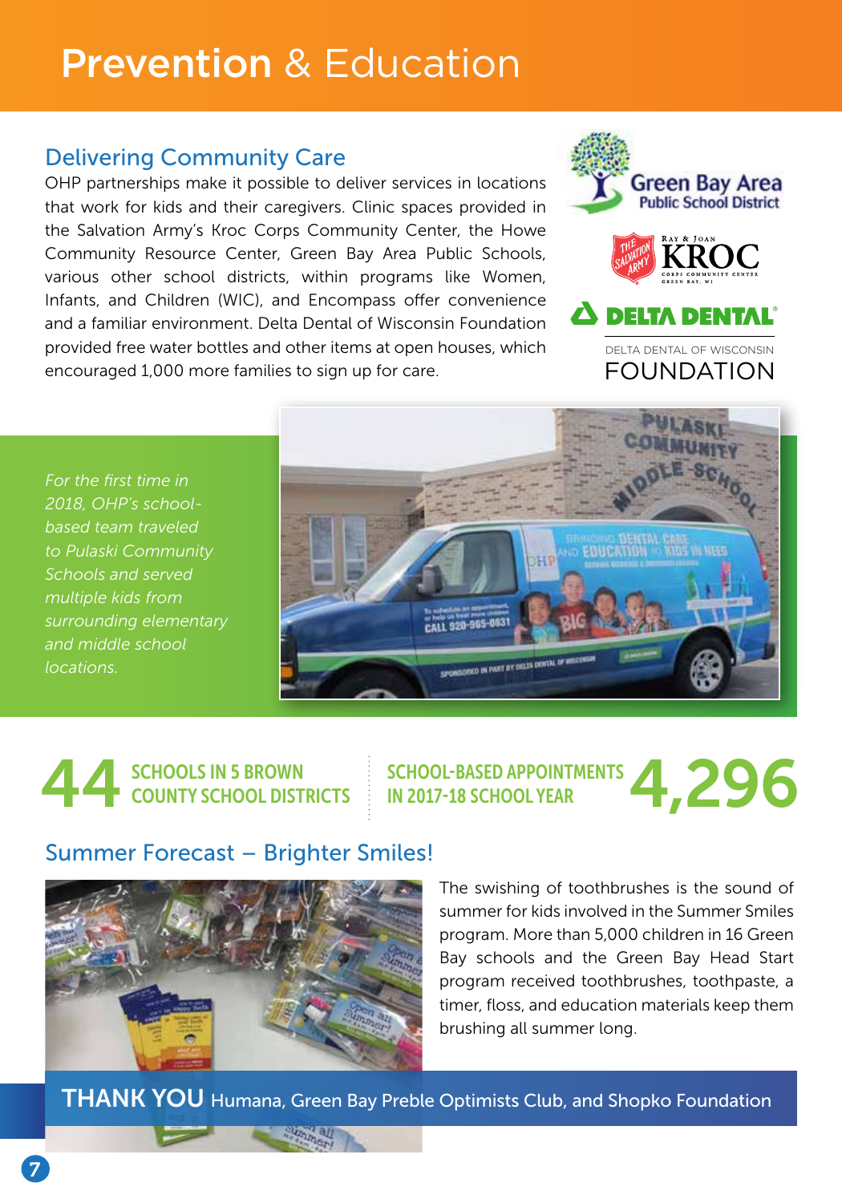# **Prevention** & Education

## Delivering Community Care

OHP partnerships make it possible to deliver services in locations that work for kids and their caregivers. Clinic spaces provided in the Salvation Army's Kroc Corps Community Center, the Howe Community Resource Center, Green Bay Area Public Schools, various other school districts, within programs like Women, Infants, and Children (WIC), and Encompass offer convenience and a familiar environment. Delta Dental of Wisconsin Foundation provided free water bottles and other items at open houses, which encouraged 1,000 more families to sign up for care.

Green Bay Area Public School District

Ray & Joan KROC Corps Community Center Green Bay, WI

DELTA DENTAL — DELTA DENTAL OF WISCONSIN FOUNDATION

*For the first time in 2018, OHP's school-based team traveled to Pulaski Community Schools and served multiple kids from surrounding elementary and middle school locations.*

**44** SCHOOLS IN 5 BROWN COUNTY SCHOOL DISTRICTS

**4,296** SCHOOL-BASED APPOINTMENTS IN 2017-18 SCHOOL YEAR

## Summer Forecast – Brighter Smiles!

The swishing of toothbrushes is the sound of summer for kids involved in the Summer Smiles program. More than 5,000 children in 16 Green Bay schools and the Green Bay Head Start program received toothbrushes, toothpaste, a timer, floss, and education materials keep them brushing all summer long.

**THANK YOU** Humana, Green Bay Preble Optimists Club, and Shopko Foundation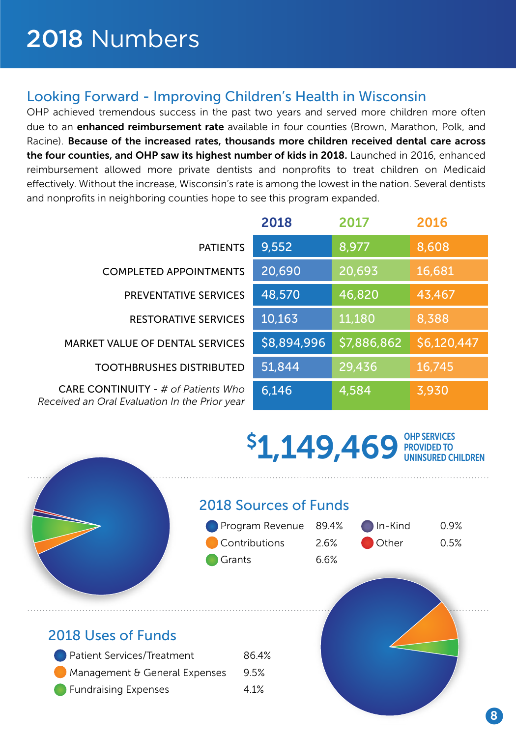# 2018 Numbers

## Looking Forward - Improving Children's Health in Wisconsin

OHP achieved tremendous success in the past two years and served more children more often due to an **enhanced reimbursement rate** available in four counties (Brown, Marathon, Polk, and Racine). **Because of the increased rates, thousands more children received dental care across the four counties, and OHP saw its highest number of kids in 2018.** Launched in 2016, enhanced reimbursement allowed more private dentists and nonprofits to treat children on Medicaid effectively. Without the increase, Wisconsin's rate is among the lowest in the nation. Several dentists and nonprofits in neighboring counties hope to see this program expanded.

| | 2018 | 2017 | 2016 |
|---|---|---|---|
| PATIENTS | 9,552 | 8,977 | 8,608 |
| COMPLETED APPOINTMENTS | 20,690 | 20,693 | 16,681 |
| PREVENTATIVE SERVICES | 48,570 | 46,820 | 43,467 |
| RESTORATIVE SERVICES | 10,163 | 11,180 | 8,388 |
| MARKET VALUE OF DENTAL SERVICES | $8,894,996 | $7,886,862 | $6,120,447 |
| TOOTHBRUSHES DISTRIBUTED | 51,844 | 29,436 | 16,745 |
| CARE CONTINUITY - *# of Patients Who Received an Oral Evaluation In the Prior year* | 6,146 | 4,584 | 3,930 |

**$1,149,469** OHP SERVICES PROVIDED TO UNINSURED CHILDREN

## 2018 Sources of Funds

| Source | Percent |
|---|---|
| Program Revenue | 89.4% |
| Contributions | 2.6% |
| Grants | 6.6% |
| In-Kind | 0.9% |
| Other | 0.5% |

## 2018 Uses of Funds

| Use | Percent |
|---|---|
| Patient Services/Treatment | 86.4% |
| Management & General Expenses | 9.5% |
| Fundraising Expenses | 4.1% |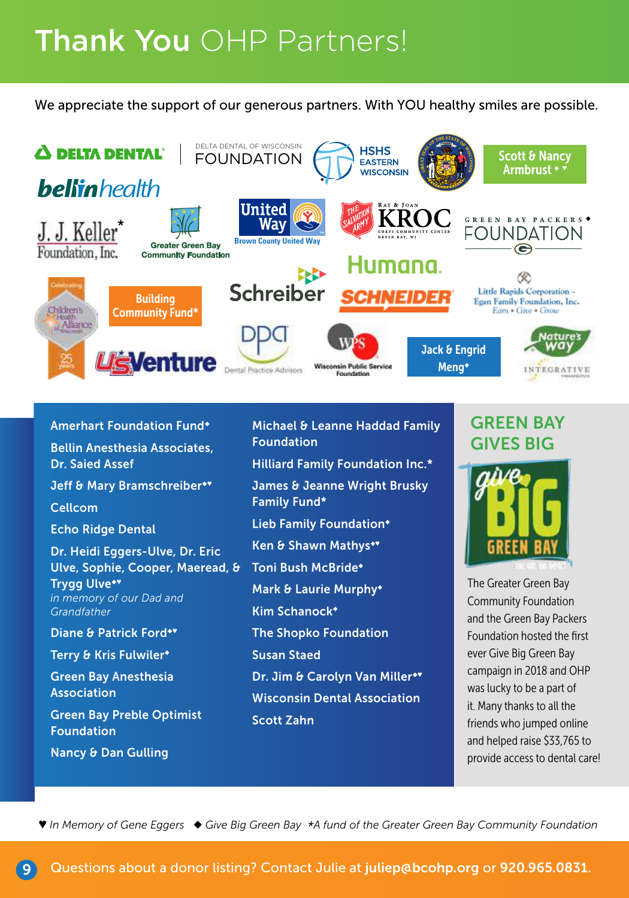# Thank You OHP Partners!

We appreciate the support of our generous partners. With YOU healthy smiles are possible.

Delta Dental | Delta Dental of Wisconsin Foundation | HSHS Eastern Wisconsin | Scott & Nancy Armbrust ◆ ♥

Bellin Health | J. J. Keller Foundation, Inc.* | Greater Green Bay Community Foundation | United Way Brown County United Way | The Salvation Army Ray & Joan Kroc Corps Community Center Green Bay, WI | Green Bay Packers Foundation ◆

Children's Health Alliance of Wisconsin | Building Community Fund* | Schreiber | Humana | Schneider | Little Rapids Corporation – Egan Family Foundation, Inc. Earn • Give • Grow

U.S. Venture | DPA Dental Practice Advisors | WPS Wisconsin Public Service Foundation | Jack & Engrid Meng◆ | Nature's Way Integrative

- Amerhart Foundation Fund◆
- Bellin Anesthesia Associates, Dr. Saied Assef
- Jeff & Mary Bramschreiber◆♥
- Cellcom
- Echo Ridge Dental
- Dr. Heidi Eggers-Ulve, Dr. Eric Ulve, Sophie, Cooper, Maeread, & Trygg Ulve◆♥ *in memory of our Dad and Grandfather*
- Diane & Patrick Ford◆♥
- Terry & Kris Fulwiler◆
- Green Bay Anesthesia Association
- Green Bay Preble Optimist Foundation
- Nancy & Dan Gulling
- Michael & Leanne Haddad Family Foundation
- Hilliard Family Foundation Inc.*
- James & Jeanne Wright Brusky Family Fund*
- Lieb Family Foundation◆
- Ken & Shawn Mathys◆♥
- Toni Bush McBride◆
- Mark & Laurie Murphy◆
- Kim Schanock◆
- The Shopko Foundation
- Susan Staed
- Dr. Jim & Carolyn Van Miller◆♥
- Wisconsin Dental Association
- Scott Zahn

## GREEN BAY GIVES BIG

The Greater Green Bay Community Foundation and the Green Bay Packers Foundation hosted the first ever Give Big Green Bay campaign in 2018 and OHP was lucky to be a part of it. Many thanks to all the friends who jumped online and helped raise $33,765 to provide access to dental care!

♥ *In Memory of Gene Eggers* ◆ *Give Big Green Bay* *\*A fund of the Greater Green Bay Community Foundation*

Questions about a donor listing? Contact Julie at **juliep@bcohp.org** or **920.965.0831**.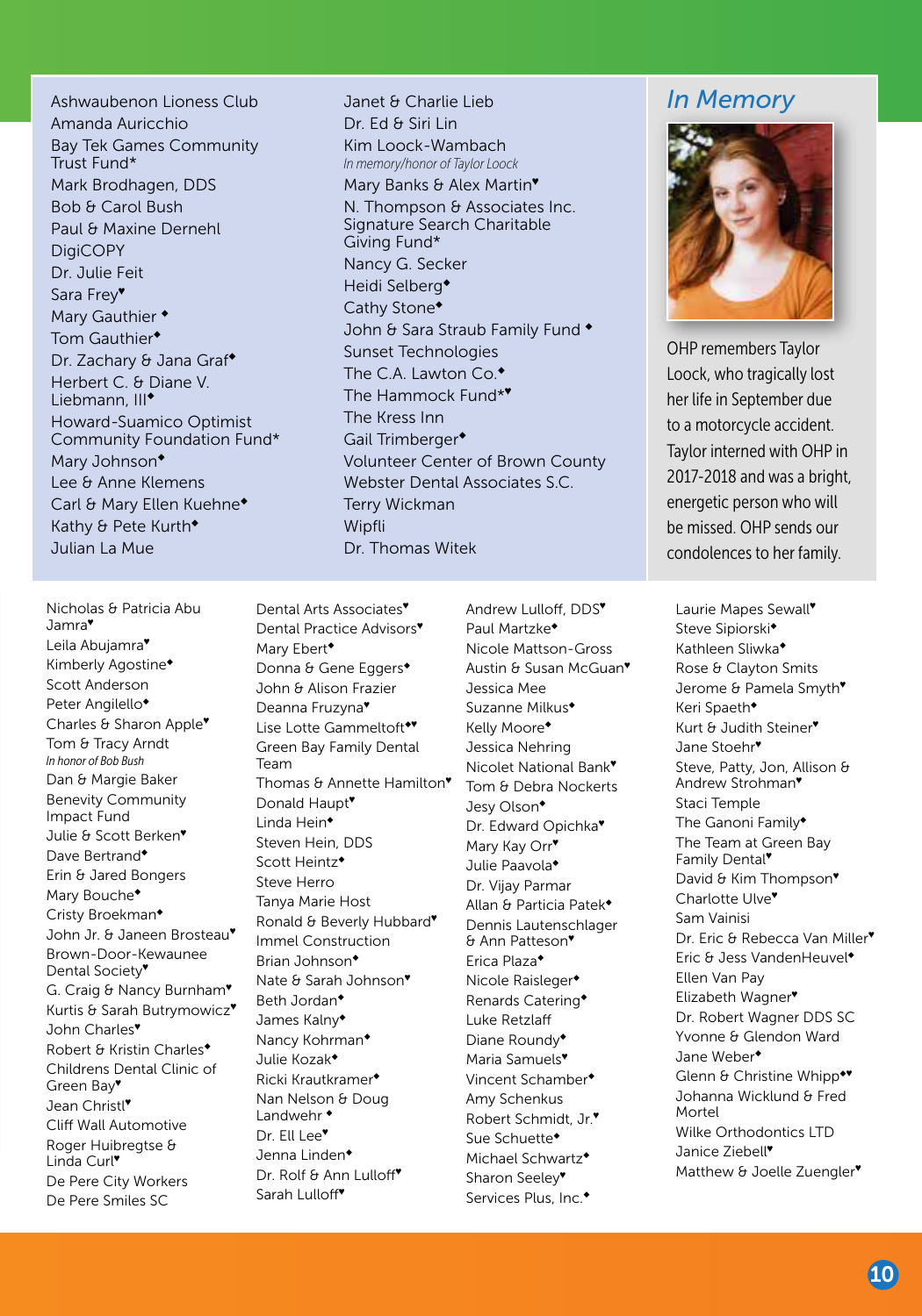Ashwaubenon Lioness Club
Amanda Auricchio
Bay Tek Games Community Trust Fund*
Mark Brodhagen, DDS
Bob & Carol Bush
Paul & Maxine Dernehl
DigiCOPY
Dr. Julie Feit
Sara Frey♥
Mary Gauthier ♦
Tom Gauthier♦
Dr. Zachary & Jana Graf♦
Herbert C. & Diane V. Liebmann, III♦
Howard-Suamico Optimist Community Foundation Fund*
Mary Johnson♦
Lee & Anne Klemens
Carl & Mary Ellen Kuehne♦
Kathy & Pete Kurth♦
Julian La Mue

Janet & Charlie Lieb
Dr. Ed & Siri Lin
Kim Loock-Wambach
*In memory/honor of Taylor Loock*
Mary Banks & Alex Martin♥
N. Thompson & Associates Inc.
Signature Search Charitable Giving Fund*
Nancy G. Secker
Heidi Selberg♦
Cathy Stone♦
John & Sara Straub Family Fund ♦
Sunset Technologies
The C.A. Lawton Co.♦
The Hammock Fund*♥
The Kress Inn
Gail Trimberger♦
Volunteer Center of Brown County
Webster Dental Associates S.C.
Terry Wickman
Wipfli
Dr. Thomas Witek

## In Memory

OHP remembers Taylor Loock, who tragically lost her life in September due to a motorcycle accident. Taylor interned with OHP in 2017-2018 and was a bright, energetic person who will be missed. OHP sends our condolences to her family.

Nicholas & Patricia Abu Jamra♥
Leila Abujamra♥
Kimberly Agostine♦
Scott Anderson
Peter Angilello♦
Charles & Sharon Apple♥
Tom & Tracy Arndt
*In honor of Bob Bush*
Dan & Margie Baker
Benevity Community Impact Fund
Julie & Scott Berken♥
Dave Bertrand♦
Erin & Jared Bongers
Mary Bouche♦
Cristy Broekman♦
John Jr. & Janeen Brosteau♥
Brown-Door-Kewaunee Dental Society♥
G. Craig & Nancy Burnham♥
Kurtis & Sarah Butrymowicz♥
John Charles♥
Robert & Kristin Charles♦
Childrens Dental Clinic of Green Bay♥
Jean Christl♥
Cliff Wall Automotive
Roger Huibregtse & Linda Curl♥
De Pere City Workers
De Pere Smiles SC

Dental Arts Associates♥
Dental Practice Advisors♥
Mary Ebert♦
Donna & Gene Eggers♦
John & Alison Frazier
Deanna Fruzyna♥
Lise Lotte Gammeltoft♦♥
Green Bay Family Dental Team
Thomas & Annette Hamilton♥
Donald Haupt♥
Linda Hein♦
Steven Hein, DDS
Scott Heintz♦
Steve Herro
Tanya Marie Host
Ronald & Beverly Hubbard♥
Immel Construction
Brian Johnson♦
Nate & Sarah Johnson♥
Beth Jordan♦
James Kalny♦
Nancy Kohrman♦
Julie Kozak♦
Ricki Krautkramer♦
Nan Nelson & Doug Landwehr ♦
Dr. Ell Lee♥
Jenna Linden♦
Dr. Rolf & Ann Lulloff♥
Sarah Lulloff♥

Andrew Lulloff, DDS♥
Paul Martzke♦
Nicole Mattson-Gross
Austin & Susan McGuan♥
Jessica Mee
Suzanne Milkus♦
Kelly Moore♦
Jessica Nehring
Nicolet National Bank♥
Tom & Debra Nockerts
Jesy Olson♦
Dr. Edward Opichka♥
Mary Kay Orr♥
Julie Paavola♦
Dr. Vijay Parmar
Allan & Particia Patek♦
Dennis Lautenschlager & Ann Patteson♥
Erica Plaza♦
Nicole Raislege­r♦
Renards Catering♦
Luke Retzlaff
Diane Roundy♦
Maria Samuels♥
Vincent Schamber♦
Amy Schenkus
Robert Schmidt, Jr.♥
Sue Schuette♦
Michael Schwartz♦
Sharon Seeley♥
Services Plus, Inc.♦

Laurie Mapes Sewall♥
Steve Sipiorski♦
Kathleen Sliwka♦
Rose & Clayton Smits
Jerome & Pamela Smyth♥
Keri Spaeth♦
Kurt & Judith Steiner♥
Jane Stoehr♥
Steve, Patty, Jon, Allison & Andrew Strohman♥
Staci Temple
The Ganoni Family♦
The Team at Green Bay Family Dental♥
David & Kim Thompson♥
Charlotte Ulve♥
Sam Vainisi
Dr. Eric & Rebecca Van Miller♥
Eric & Jess VandenHeuvel♦
Ellen Van Pay
Elizabeth Wagner♥
Dr. Robert Wagner DDS SC
Yvonne & Glendon Ward
Jane Weber♦
Glenn & Christine Whipp♦♥
Johanna Wicklund & Fred Mortel
Wilke Orthodontics LTD
Janice Ziebell♥
Matthew & Joelle Zuengler♥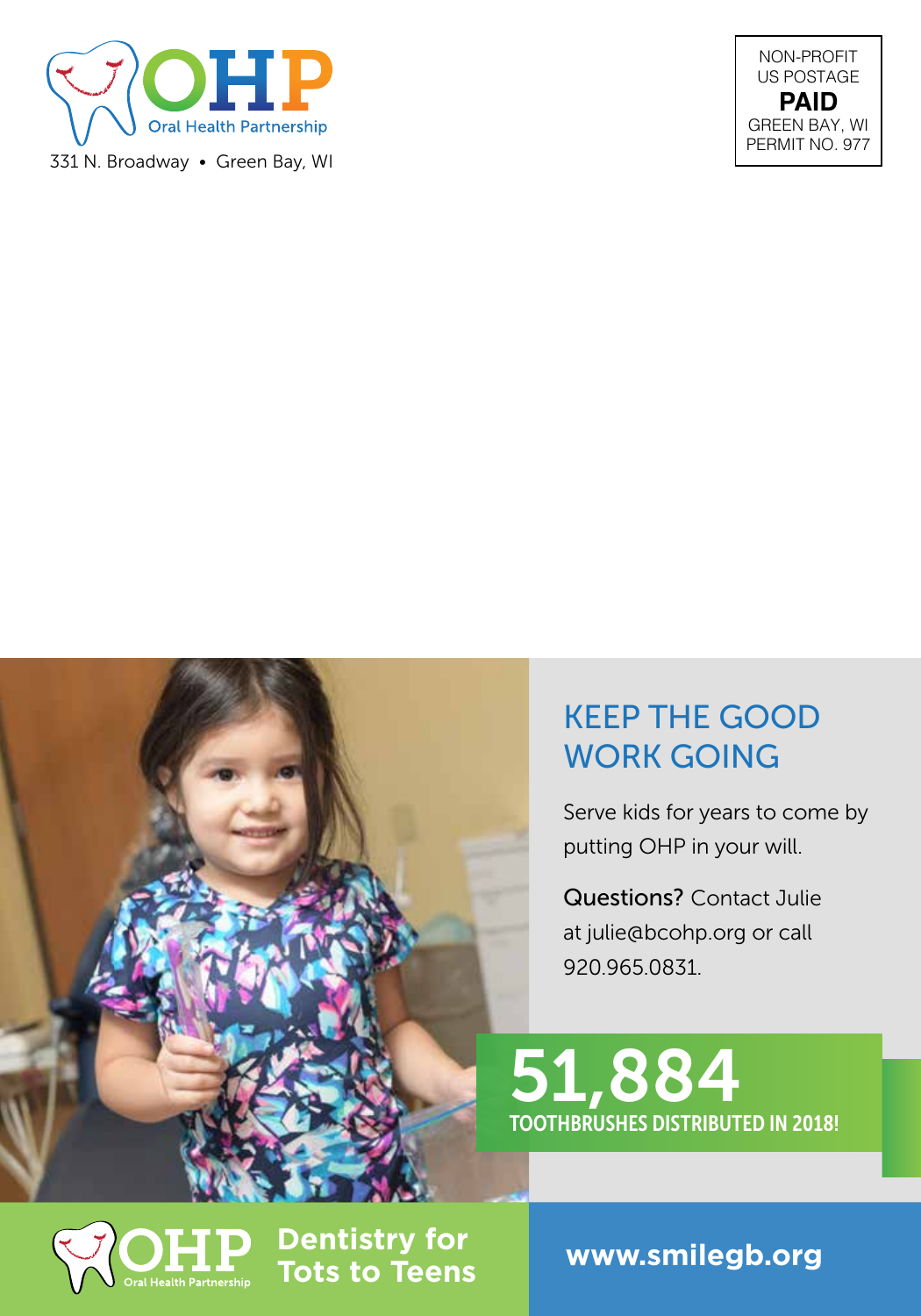OHP Oral Health Partnership

331 N. Broadway • Green Bay, WI

NON-PROFIT
US POSTAGE
**PAID**
GREEN BAY, WI
PERMIT NO. 977

## KEEP THE GOOD WORK GOING

Serve kids for years to come by putting OHP in your will.

**Questions?** Contact Julie at julie@bcohp.org or call 920.965.0831.

**51,884**
**TOOTHBRUSHES DISTRIBUTED IN 2018!**

OHP Oral Health Partnership

**Dentistry for Tots to Teens**

**www.smilegb.org**